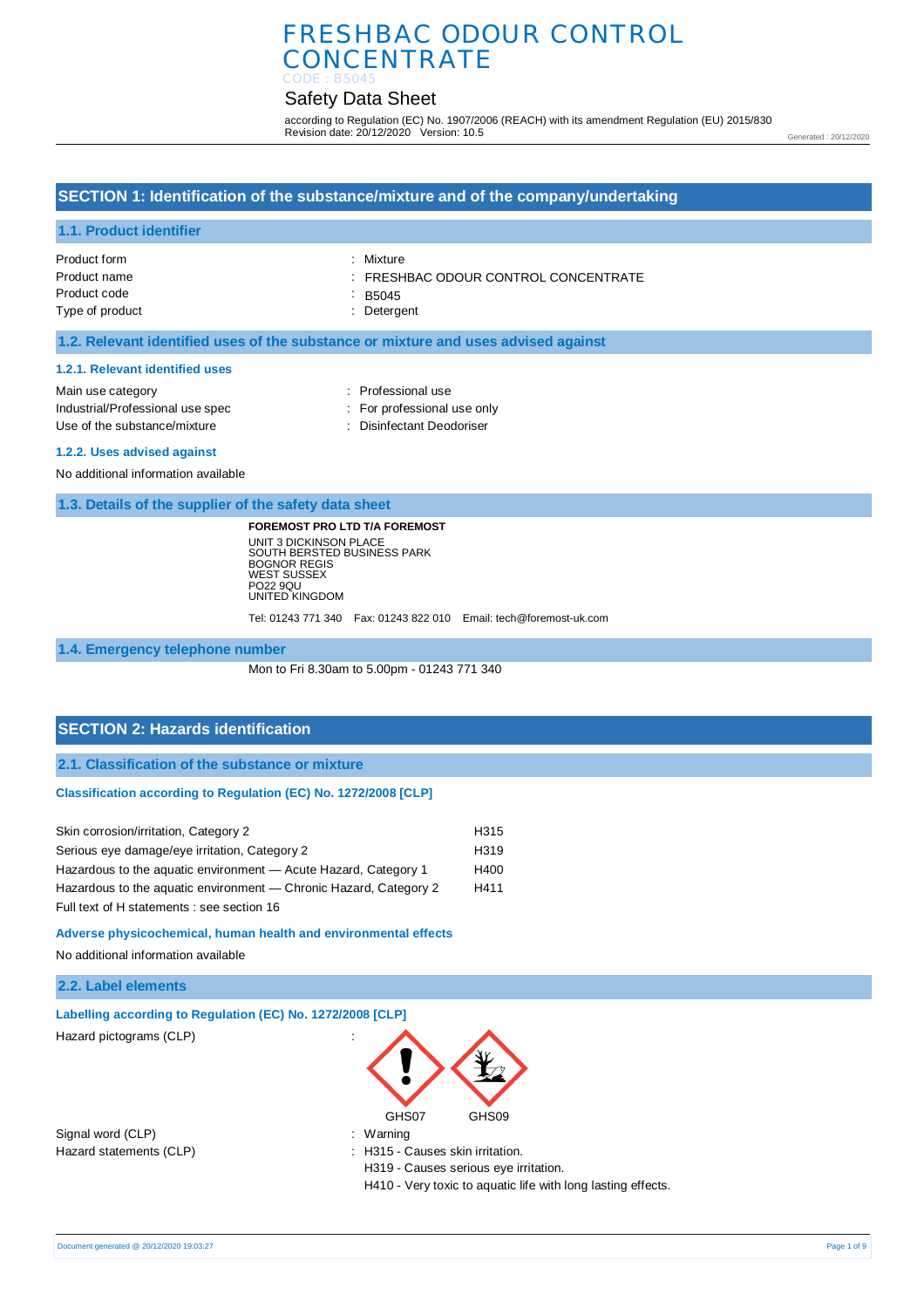# FRESHBAC ODOUR CONTROL CONCENTRATE

CODE : B5045

## Safety Data Sheet

according to Regulation (EC) No. 1907/2006 (REACH) with its amendment Regulation (EU) 2015/830
Revision date: 20/12/2020 Version: 10.5

Generated : 20/12/2020

## SECTION 1: Identification of the substance/mixture and of the company/undertaking

### 1.1. Product identifier

| | |
|---|---|
| Product form | : Mixture |
| Product name | : FRESHBAC ODOUR CONTROL CONCENTRATE |
| Product code | : B5045 |
| Type of product | : Detergent |

### 1.2. Relevant identified uses of the substance or mixture and uses advised against

#### 1.2.1. Relevant identified uses

| | |
|---|---|
| Main use category | : Professional use |
| Industrial/Professional use spec | : For professional use only |
| Use of the substance/mixture | : Disinfectant Deodoriser |

#### 1.2.2. Uses advised against

No additional information available

### 1.3. Details of the supplier of the safety data sheet

**FOREMOST PRO LTD T/A FOREMOST**
UNIT 3 DICKINSON PLACE
SOUTH BERSTED BUSINESS PARK
BOGNOR REGIS
WEST SUSSEX
PO22 9QU
UNITED KINGDOM

Tel: 01243 771 340 Fax: 01243 822 010 Email: tech@foremost-uk.com

### 1.4. Emergency telephone number

Mon to Fri 8.30am to 5.00pm - 01243 771 340

## SECTION 2: Hazards identification

### 2.1. Classification of the substance or mixture

#### Classification according to Regulation (EC) No. 1272/2008 [CLP]

| | |
|---|---|
| Skin corrosion/irritation, Category 2 | H315 |
| Serious eye damage/eye irritation, Category 2 | H319 |
| Hazardous to the aquatic environment — Acute Hazard, Category 1 | H400 |
| Hazardous to the aquatic environment — Chronic Hazard, Category 2 | H411 |

Full text of H statements : see section 16

#### Adverse physicochemical, human health and environmental effects

No additional information available

### 2.2. Label elements

#### Labelling according to Regulation (EC) No. 1272/2008 [CLP]

Hazard pictograms (CLP) : GHS07 GHS09

Signal word (CLP) : Warning

Hazard statements (CLP) : H315 - Causes skin irritation.
H319 - Causes serious eye irritation.
H410 - Very toxic to aquatic life with long lasting effects.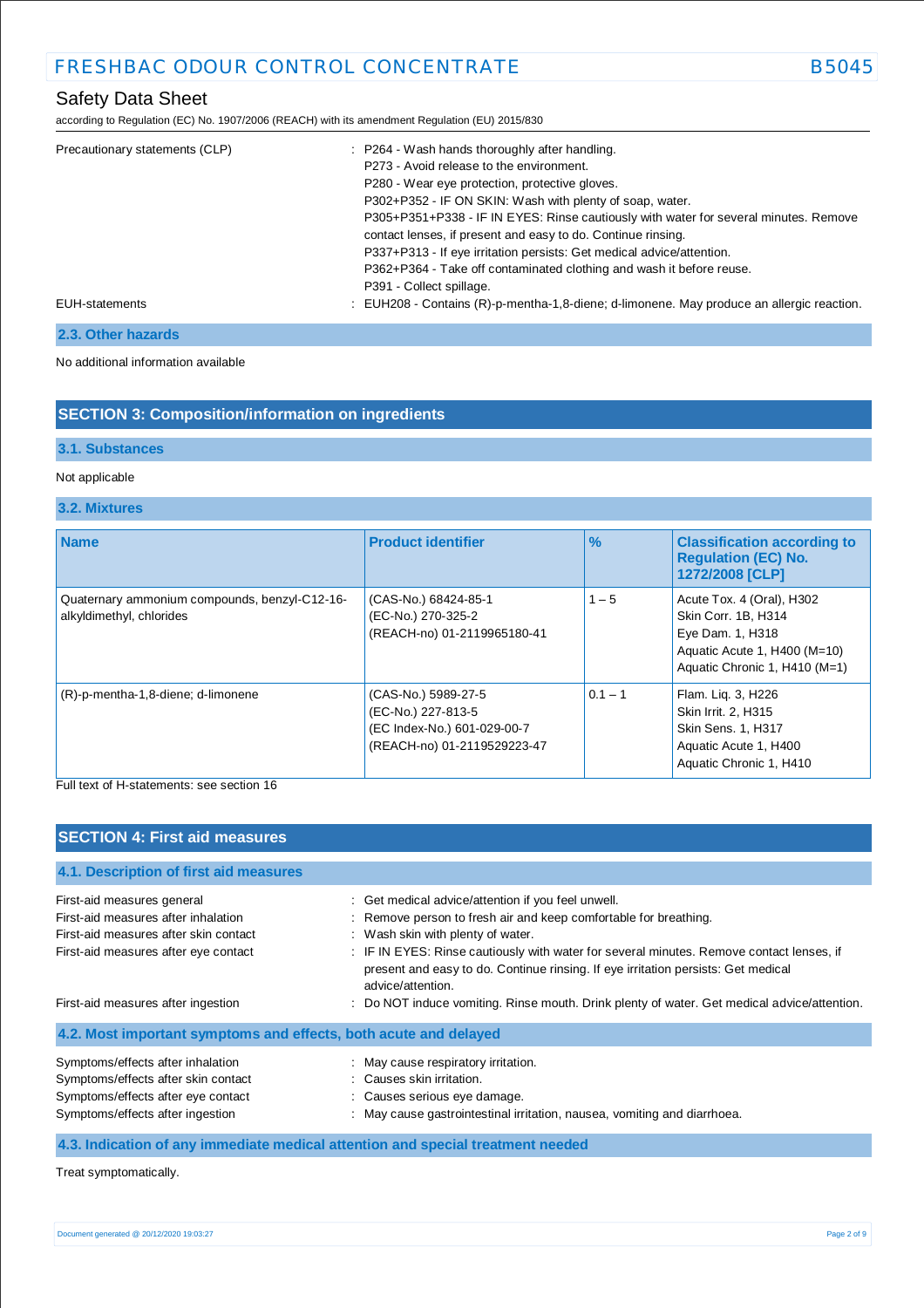Precautionary statements (CLP) : P264 - Wash hands thoroughly after handling.
P273 - Avoid release to the environment.
P280 - Wear eye protection, protective gloves.
P302+P352 - IF ON SKIN: Wash with plenty of soap, water.
P305+P351+P338 - IF IN EYES: Rinse cautiously with water for several minutes. Remove contact lenses, if present and easy to do. Continue rinsing.
P337+P313 - If eye irritation persists: Get medical advice/attention.
P362+P364 - Take off contaminated clothing and wash it before reuse.
P391 - Collect spillage.

EUH-statements : EUH208 - Contains (R)-p-mentha-1,8-diene; d-limonene. May produce an allergic reaction.

### 2.3. Other hazards

No additional information available

## SECTION 3: Composition/information on ingredients

### 3.1. Substances

Not applicable

### 3.2. Mixtures

| Name | Product identifier | % | Classification according to Regulation (EC) No. 1272/2008 [CLP] |
|---|---|---|---|
| Quaternary ammonium compounds, benzyl-C12-16-alkyldimethyl, chlorides | (CAS-No.) 68424-85-1<br>(EC-No.) 270-325-2<br>(REACH-no) 01-2119965180-41 | 1 – 5 | Acute Tox. 4 (Oral), H302<br>Skin Corr. 1B, H314<br>Eye Dam. 1, H318<br>Aquatic Acute 1, H400 (M=10)<br>Aquatic Chronic 1, H410 (M=1) |
| (R)-p-mentha-1,8-diene; d-limonene | (CAS-No.) 5989-27-5<br>(EC-No.) 227-813-5<br>(EC Index-No.) 601-029-00-7<br>(REACH-no) 01-2119529223-47 | 0.1 – 1 | Flam. Liq. 3, H226<br>Skin Irrit. 2, H315<br>Skin Sens. 1, H317<br>Aquatic Acute 1, H400<br>Aquatic Chronic 1, H410 |

Full text of H-statements: see section 16

## SECTION 4: First aid measures

### 4.1. Description of first aid measures

First-aid measures general : Get medical advice/attention if you feel unwell.

First-aid measures after inhalation : Remove person to fresh air and keep comfortable for breathing.

First-aid measures after skin contact : Wash skin with plenty of water.

First-aid measures after eye contact : IF IN EYES: Rinse cautiously with water for several minutes. Remove contact lenses, if present and easy to do. Continue rinsing. If eye irritation persists: Get medical advice/attention.

First-aid measures after ingestion : Do NOT induce vomiting. Rinse mouth. Drink plenty of water. Get medical advice/attention.

### 4.2. Most important symptoms and effects, both acute and delayed

Symptoms/effects after inhalation : May cause respiratory irritation.

Symptoms/effects after skin contact : Causes skin irritation.

Symptoms/effects after eye contact : Causes serious eye damage.

Symptoms/effects after ingestion : May cause gastrointestinal irritation, nausea, vomiting and diarrhoea.

### 4.3. Indication of any immediate medical attention and special treatment needed

Treat symptomatically.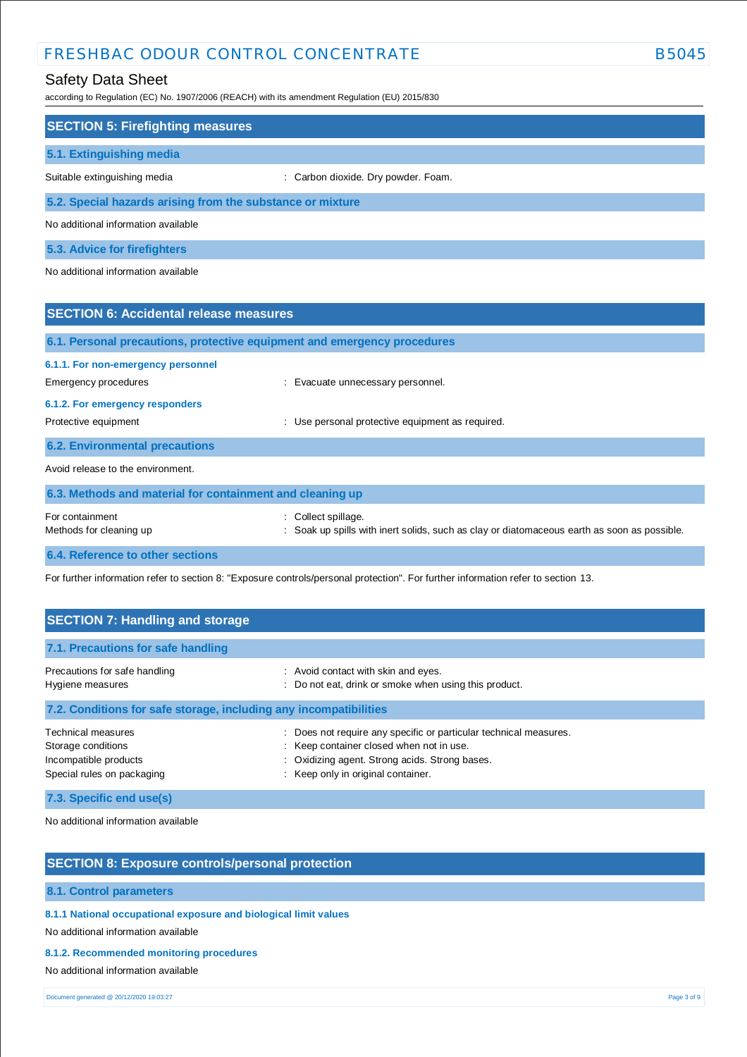## SECTION 5: Firefighting measures

### 5.1. Extinguishing media

Suitable extinguishing media : Carbon dioxide. Dry powder. Foam.

### 5.2. Special hazards arising from the substance or mixture

No additional information available

### 5.3. Advice for firefighters

No additional information available

## SECTION 6: Accidental release measures

### 6.1. Personal precautions, protective equipment and emergency procedures

#### 6.1.1. For non-emergency personnel

Emergency procedures : Evacuate unnecessary personnel.

#### 6.1.2. For emergency responders

Protective equipment : Use personal protective equipment as required.

### 6.2. Environmental precautions

Avoid release to the environment.

### 6.3. Methods and material for containment and cleaning up

For containment : Collect spillage.
Methods for cleaning up : Soak up spills with inert solids, such as clay or diatomaceous earth as soon as possible.

### 6.4. Reference to other sections

For further information refer to section 8: "Exposure controls/personal protection". For further information refer to section 13.

## SECTION 7: Handling and storage

### 7.1. Precautions for safe handling

Precautions for safe handling : Avoid contact with skin and eyes.
Hygiene measures : Do not eat, drink or smoke when using this product.

### 7.2. Conditions for safe storage, including any incompatibilities

Technical measures : Does not require any specific or particular technical measures.
Storage conditions : Keep container closed when not in use.
Incompatible products : Oxidizing agent. Strong acids. Strong bases.
Special rules on packaging : Keep only in original container.

### 7.3. Specific end use(s)

No additional information available

## SECTION 8: Exposure controls/personal protection

### 8.1. Control parameters

#### 8.1.1 National occupational exposure and biological limit values

No additional information available

#### 8.1.2. Recommended monitoring procedures

No additional information available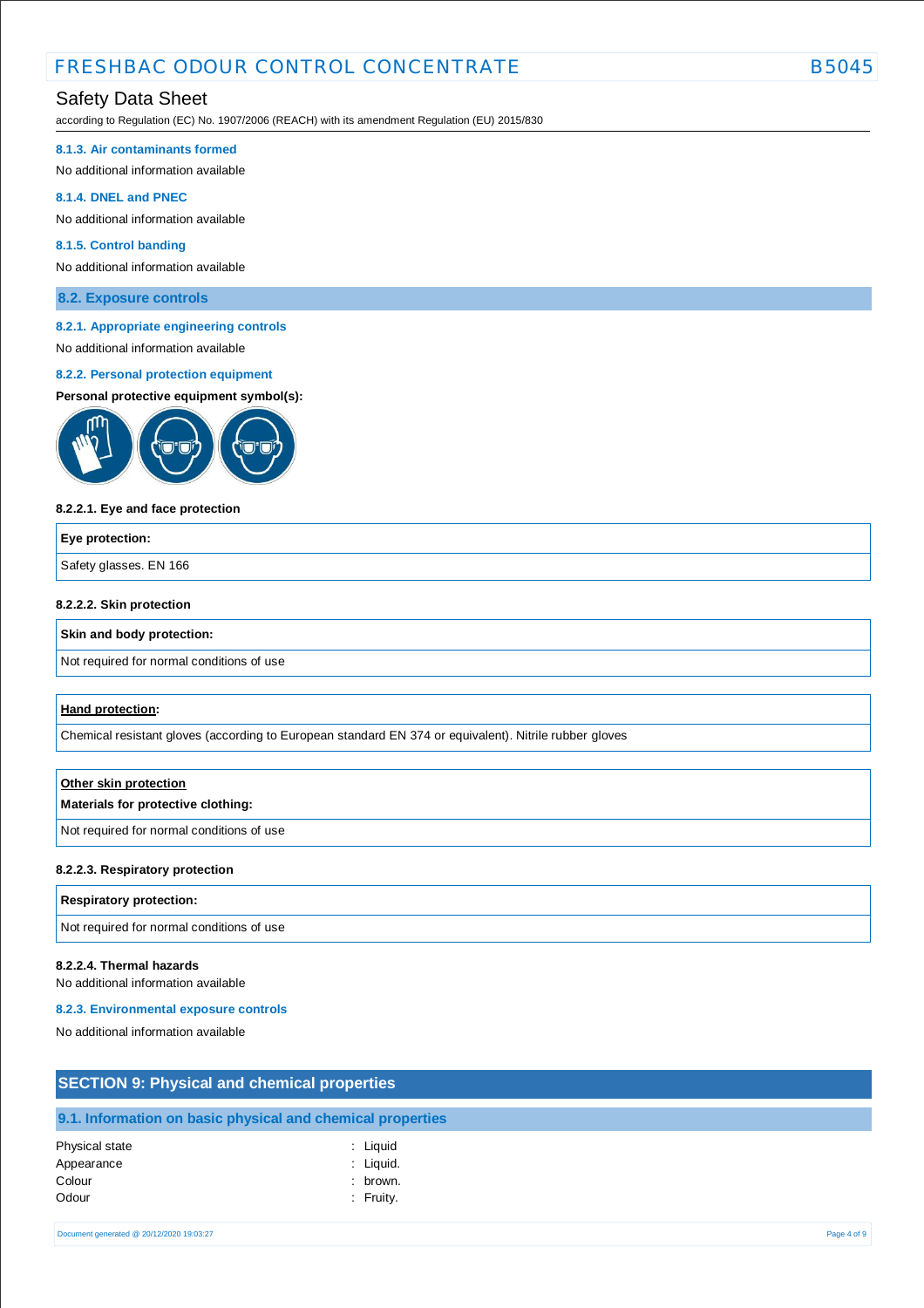#### 8.1.3. Air contaminants formed

No additional information available

#### 8.1.4. DNEL and PNEC

No additional information available

#### 8.1.5. Control banding

No additional information available

### 8.2. Exposure controls

#### 8.2.1. Appropriate engineering controls

No additional information available

#### 8.2.2. Personal protection equipment

**Personal protective equipment symbol(s):**

**8.2.2.1. Eye and face protection**

| Eye protection: |
|---|
| Safety glasses. EN 166 |

**8.2.2.2. Skin protection**

| Skin and body protection: |
|---|
| Not required for normal conditions of use |

| Hand protection: |
|---|
| Chemical resistant gloves (according to European standard EN 374 or equivalent). Nitrile rubber gloves |

| Other skin protection<br>Materials for protective clothing: |
|---|
| Not required for normal conditions of use |

**8.2.2.3. Respiratory protection**

| Respiratory protection: |
|---|
| Not required for normal conditions of use |

**8.2.2.4. Thermal hazards**

No additional information available

#### 8.2.3. Environmental exposure controls

No additional information available

## SECTION 9: Physical and chemical properties

### 9.1. Information on basic physical and chemical properties

| | |
|---|---|
| Physical state | : Liquid |
| Appearance | : Liquid. |
| Colour | : brown. |
| Odour | : Fruity. |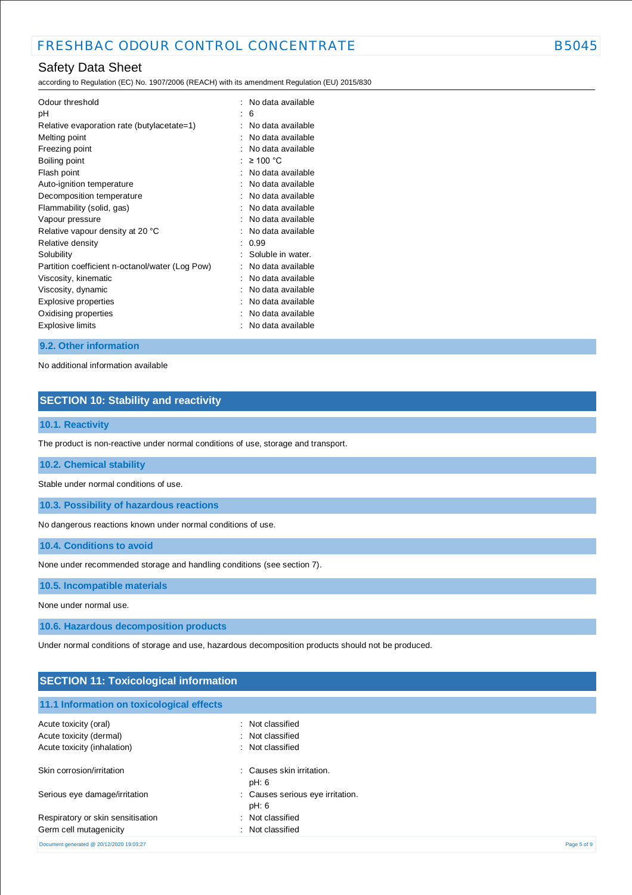| | |
|---|---|
| Odour threshold | : No data available |
| pH | : 6 |
| Relative evaporation rate (butylacetate=1) | : No data available |
| Melting point | : No data available |
| Freezing point | : No data available |
| Boiling point | : ≥ 100 °C |
| Flash point | : No data available |
| Auto-ignition temperature | : No data available |
| Decomposition temperature | : No data available |
| Flammability (solid, gas) | : No data available |
| Vapour pressure | : No data available |
| Relative vapour density at 20 °C | : No data available |
| Relative density | : 0.99 |
| Solubility | : Soluble in water. |
| Partition coefficient n-octanol/water (Log Pow) | : No data available |
| Viscosity, kinematic | : No data available |
| Viscosity, dynamic | : No data available |
| Explosive properties | : No data available |
| Oxidising properties | : No data available |
| Explosive limits | : No data available |

### 9.2. Other information

No additional information available

## SECTION 10: Stability and reactivity

### 10.1. Reactivity

The product is non-reactive under normal conditions of use, storage and transport.

### 10.2. Chemical stability

Stable under normal conditions of use.

### 10.3. Possibility of hazardous reactions

No dangerous reactions known under normal conditions of use.

### 10.4. Conditions to avoid

None under recommended storage and handling conditions (see section 7).

### 10.5. Incompatible materials

None under normal use.

### 10.6. Hazardous decomposition products

Under normal conditions of storage and use, hazardous decomposition products should not be produced.

## SECTION 11: Toxicological information

### 11.1 Information on toxicological effects

| | |
|---|---|
| Acute toxicity (oral) | : Not classified |
| Acute toxicity (dermal) | : Not classified |
| Acute toxicity (inhalation) | : Not classified |
| Skin corrosion/irritation | : Causes skin irritation.<br>pH: 6 |
| Serious eye damage/irritation | : Causes serious eye irritation.<br>pH: 6 |
| Respiratory or skin sensitisation | : Not classified |
| Germ cell mutagenicity | : Not classified |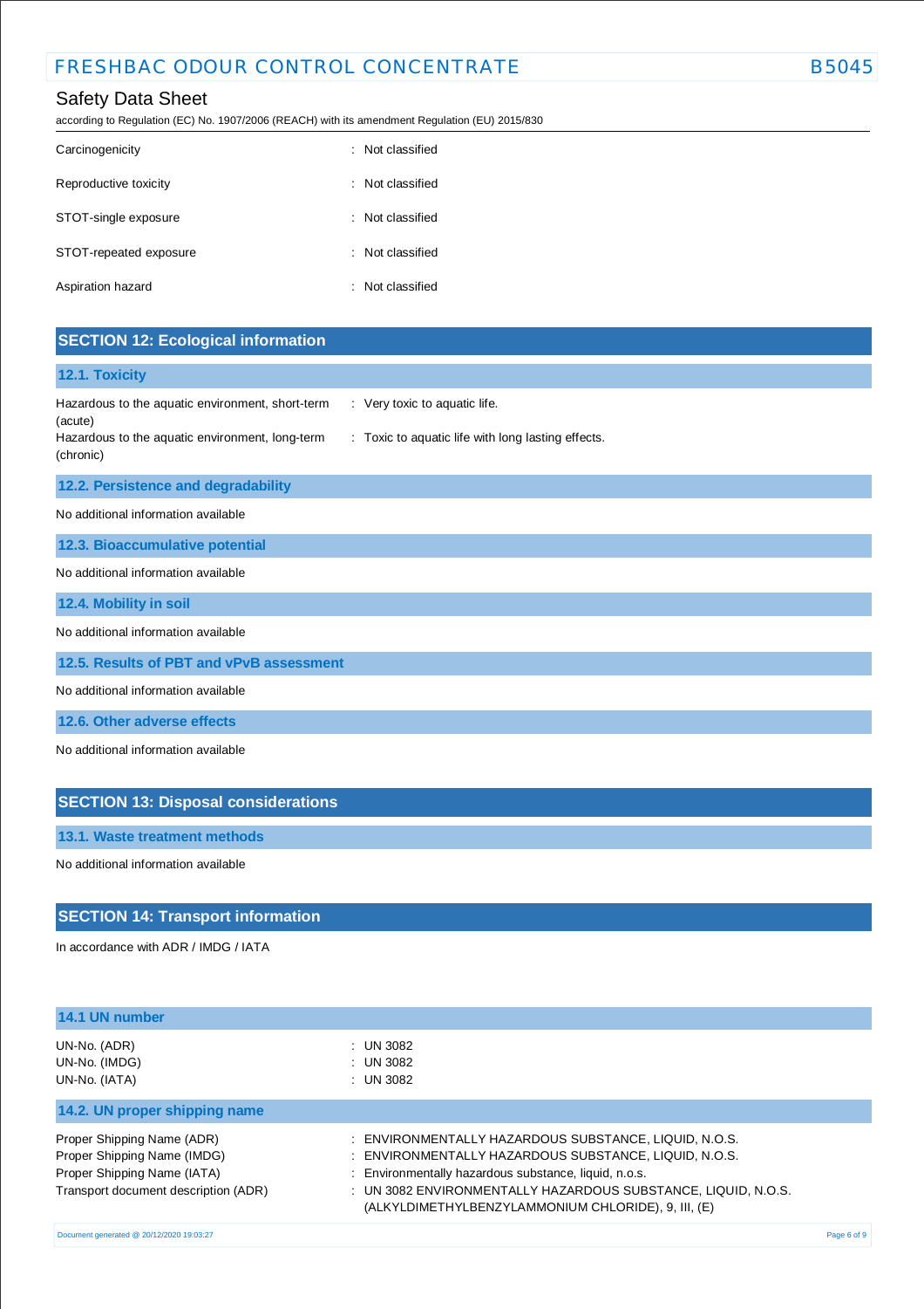| | |
|---|---|
| Carcinogenicity | : Not classified |
| Reproductive toxicity | : Not classified |
| STOT-single exposure | : Not classified |
| STOT-repeated exposure | : Not classified |
| Aspiration hazard | : Not classified |

## SECTION 12: Ecological information

### 12.1. Toxicity

| | |
|---|---|
| Hazardous to the aquatic environment, short-term (acute) | : Very toxic to aquatic life. |
| Hazardous to the aquatic environment, long-term (chronic) | : Toxic to aquatic life with long lasting effects. |

### 12.2. Persistence and degradability

No additional information available

### 12.3. Bioaccumulative potential

No additional information available

### 12.4. Mobility in soil

No additional information available

### 12.5. Results of PBT and vPvB assessment

No additional information available

### 12.6. Other adverse effects

No additional information available

## SECTION 13: Disposal considerations

### 13.1. Waste treatment methods

No additional information available

## SECTION 14: Transport information

In accordance with ADR / IMDG / IATA

### 14.1 UN number

| | |
|---|---|
| UN-No. (ADR) | : UN 3082 |
| UN-No. (IMDG) | : UN 3082 |
| UN-No. (IATA) | : UN 3082 |

### 14.2. UN proper shipping name

| | |
|---|---|
| Proper Shipping Name (ADR) | : ENVIRONMENTALLY HAZARDOUS SUBSTANCE, LIQUID, N.O.S. |
| Proper Shipping Name (IMDG) | : ENVIRONMENTALLY HAZARDOUS SUBSTANCE, LIQUID, N.O.S. |
| Proper Shipping Name (IATA) | : Environmentally hazardous substance, liquid, n.o.s. |
| Transport document description (ADR) | : UN 3082 ENVIRONMENTALLY HAZARDOUS SUBSTANCE, LIQUID, N.O.S. (ALKYLDIMETHYLBENZYLAMMONIUM CHLORIDE), 9, III, (E) |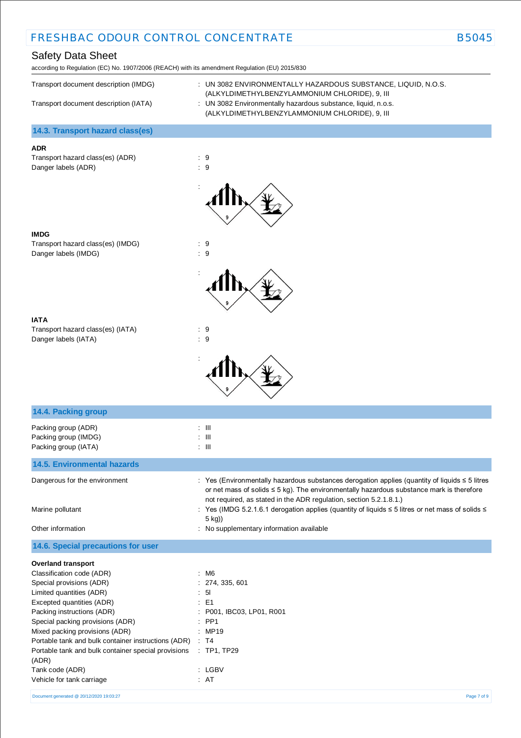| | |
|---|---|
| Transport document description (IMDG) | : UN 3082 ENVIRONMENTALLY HAZARDOUS SUBSTANCE, LIQUID, N.O.S. (ALKYLDIMETHYLBENZYLAMMONIUM CHLORIDE), 9, III |
| Transport document description (IATA) | : UN 3082 Environmentally hazardous substance, liquid, n.o.s. (ALKYLDIMETHYLBENZYLAMMONIUM CHLORIDE), 9, III |

## 14.3. Transport hazard class(es)

**ADR**

| | |
|---|---|
| Transport hazard class(es) (ADR) | : 9 |
| Danger labels (ADR) | : 9 |

**IMDG**

| | |
|---|---|
| Transport hazard class(es) (IMDG) | : 9 |
| Danger labels (IMDG) | : 9 |

**IATA**

| | |
|---|---|
| Transport hazard class(es) (IATA) | : 9 |
| Danger labels (IATA) | : 9 |

## 14.4. Packing group

| | |
|---|---|
| Packing group (ADR) | : III |
| Packing group (IMDG) | : III |
| Packing group (IATA) | : III |

## 14.5. Environmental hazards

| | |
|---|---|
| Dangerous for the environment | : Yes (Environmentally hazardous substances derogation applies (quantity of liquids ≤ 5 litres or net mass of solids ≤ 5 kg). The environmentally hazardous substance mark is therefore not required, as stated in the ADR regulation, section 5.2.1.8.1.) |
| Marine pollutant | : Yes (IMDG 5.2.1.6.1 derogation applies (quantity of liquids ≤ 5 litres or net mass of solids ≤ 5 kg)) |
| Other information | : No supplementary information available |

## 14.6. Special precautions for user

**Overland transport**

| | |
|---|---|
| Classification code (ADR) | : M6 |
| Special provisions (ADR) | : 274, 335, 601 |
| Limited quantities (ADR) | : 5l |
| Excepted quantities (ADR) | : E1 |
| Packing instructions (ADR) | : P001, IBC03, LP01, R001 |
| Special packing provisions (ADR) | : PP1 |
| Mixed packing provisions (ADR) | : MP19 |
| Portable tank and bulk container instructions (ADR) | : T4 |
| Portable tank and bulk container special provisions (ADR) | : TP1, TP29 |
| Tank code (ADR) | : LGBV |
| Vehicle for tank carriage | : AT |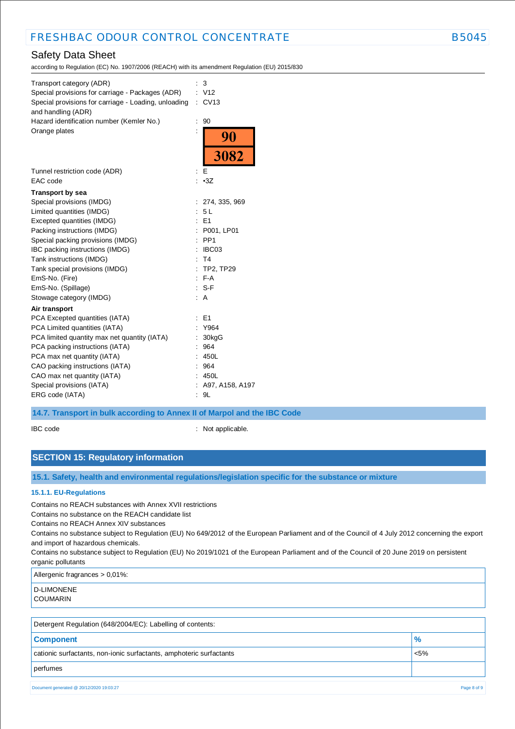| | |
|---|---|
| Transport category (ADR) | : 3 |
| Special provisions for carriage - Packages (ADR) | : V12 |
| Special provisions for carriage - Loading, unloading and handling (ADR) | : CV13 |
| Hazard identification number (Kemler No.) | : 90 |
| Orange plates | : 90 / 3082 |
| Tunnel restriction code (ADR) | : E |
| EAC code | : •3Z |

**Transport by sea**

| | |
|---|---|
| Special provisions (IMDG) | : 274, 335, 969 |
| Limited quantities (IMDG) | : 5 L |
| Excepted quantities (IMDG) | : E1 |
| Packing instructions (IMDG) | : P001, LP01 |
| Special packing provisions (IMDG) | : PP1 |
| IBC packing instructions (IMDG) | : IBC03 |
| Tank instructions (IMDG) | : T4 |
| Tank special provisions (IMDG) | : TP2, TP29 |
| EmS-No. (Fire) | : F-A |
| EmS-No. (Spillage) | : S-F |
| Stowage category (IMDG) | : A |

**Air transport**

| | |
|---|---|
| PCA Excepted quantities (IATA) | : E1 |
| PCA Limited quantities (IATA) | : Y964 |
| PCA limited quantity max net quantity (IATA) | : 30kgG |
| PCA packing instructions (IATA) | : 964 |
| PCA max net quantity (IATA) | : 450L |
| CAO packing instructions (IATA) | : 964 |
| CAO max net quantity (IATA) | : 450L |
| Special provisions (IATA) | : A97, A158, A197 |
| ERG code (IATA) | : 9L |

### 14.7. Transport in bulk according to Annex II of Marpol and the IBC Code

IBC code : Not applicable.

## SECTION 15: Regulatory information

### 15.1. Safety, health and environmental regulations/legislation specific for the substance or mixture

#### 15.1.1. EU-Regulations

Contains no REACH substances with Annex XVII restrictions
Contains no substance on the REACH candidate list
Contains no REACH Annex XIV substances
Contains no substance subject to Regulation (EU) No 649/2012 of the European Parliament and of the Council of 4 July 2012 concerning the export and import of hazardous chemicals.
Contains no substance subject to Regulation (EU) No 2019/1021 of the European Parliament and of the Council of 20 June 2019 on persistent organic pollutants

| Allergenic fragrances > 0,01%: |
|---|
| D-LIMONENE<br>COUMARIN |

| Detergent Regulation (648/2004/EC): Labelling of contents: | |
|---|---|
| **Component** | **%** |
| cationic surfactants, non-ionic surfactants, amphoteric surfactants | <5% |
| perfumes | |

Document generated @ 20/12/2020 19:03:27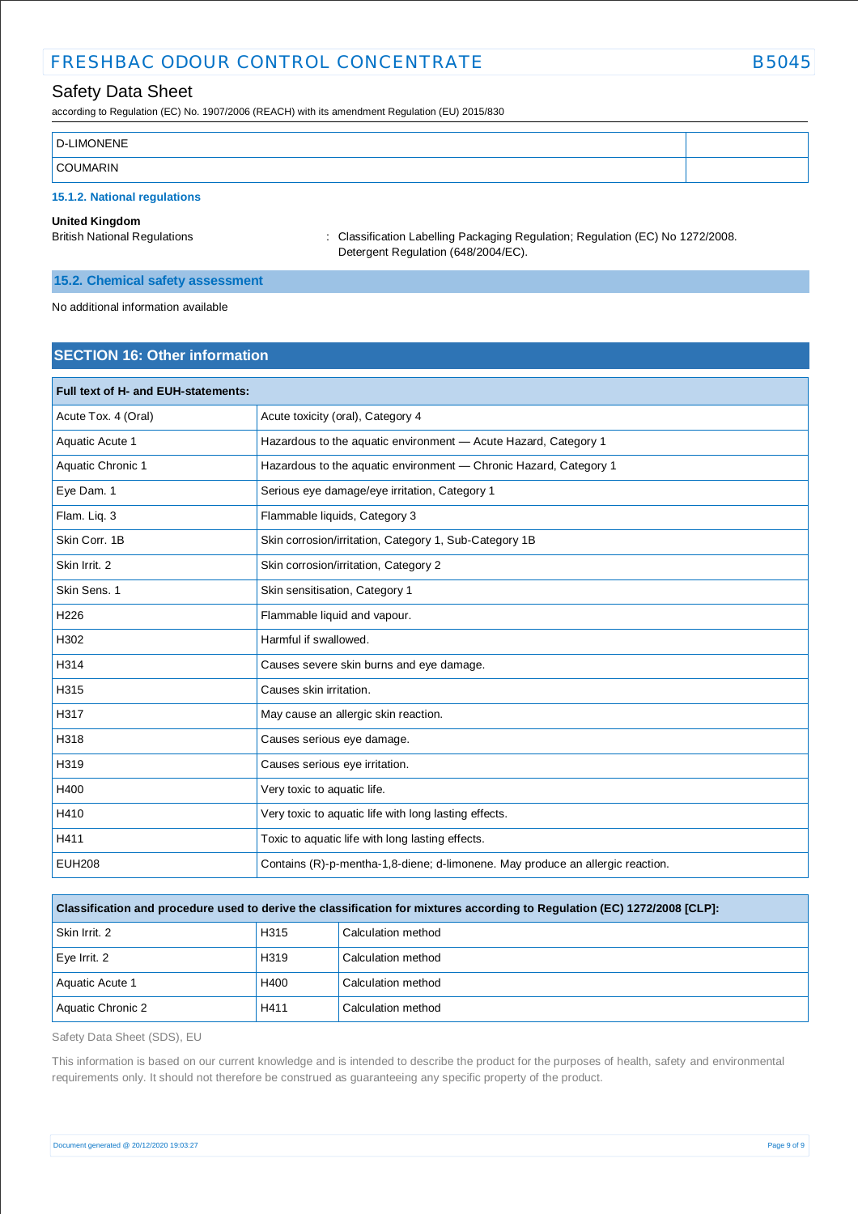| | |
|---|---|
| D-LIMONENE | |
| COUMARIN | |

#### 15.1.2. National regulations

**United Kingdom**

British National Regulations : Classification Labelling Packaging Regulation; Regulation (EC) No 1272/2008. Detergent Regulation (648/2004/EC).

### 15.2. Chemical safety assessment

No additional information available

## SECTION 16: Other information

| Full text of H- and EUH-statements: | |
|---|---|
| Acute Tox. 4 (Oral) | Acute toxicity (oral), Category 4 |
| Aquatic Acute 1 | Hazardous to the aquatic environment — Acute Hazard, Category 1 |
| Aquatic Chronic 1 | Hazardous to the aquatic environment — Chronic Hazard, Category 1 |
| Eye Dam. 1 | Serious eye damage/eye irritation, Category 1 |
| Flam. Liq. 3 | Flammable liquids, Category 3 |
| Skin Corr. 1B | Skin corrosion/irritation, Category 1, Sub-Category 1B |
| Skin Irrit. 2 | Skin corrosion/irritation, Category 2 |
| Skin Sens. 1 | Skin sensitisation, Category 1 |
| H226 | Flammable liquid and vapour. |
| H302 | Harmful if swallowed. |
| H314 | Causes severe skin burns and eye damage. |
| H315 | Causes skin irritation. |
| H317 | May cause an allergic skin reaction. |
| H318 | Causes serious eye damage. |
| H319 | Causes serious eye irritation. |
| H400 | Very toxic to aquatic life. |
| H410 | Very toxic to aquatic life with long lasting effects. |
| H411 | Toxic to aquatic life with long lasting effects. |
| EUH208 | Contains (R)-p-mentha-1,8-diene; d-limonene. May produce an allergic reaction. |

| Classification and procedure used to derive the classification for mixtures according to Regulation (EC) 1272/2008 [CLP]: | | |
|---|---|---|
| Skin Irrit. 2 | H315 | Calculation method |
| Eye Irrit. 2 | H319 | Calculation method |
| Aquatic Acute 1 | H400 | Calculation method |
| Aquatic Chronic 2 | H411 | Calculation method |

Safety Data Sheet (SDS), EU

This information is based on our current knowledge and is intended to describe the product for the purposes of health, safety and environmental requirements only. It should not therefore be construed as guaranteeing any specific property of the product.